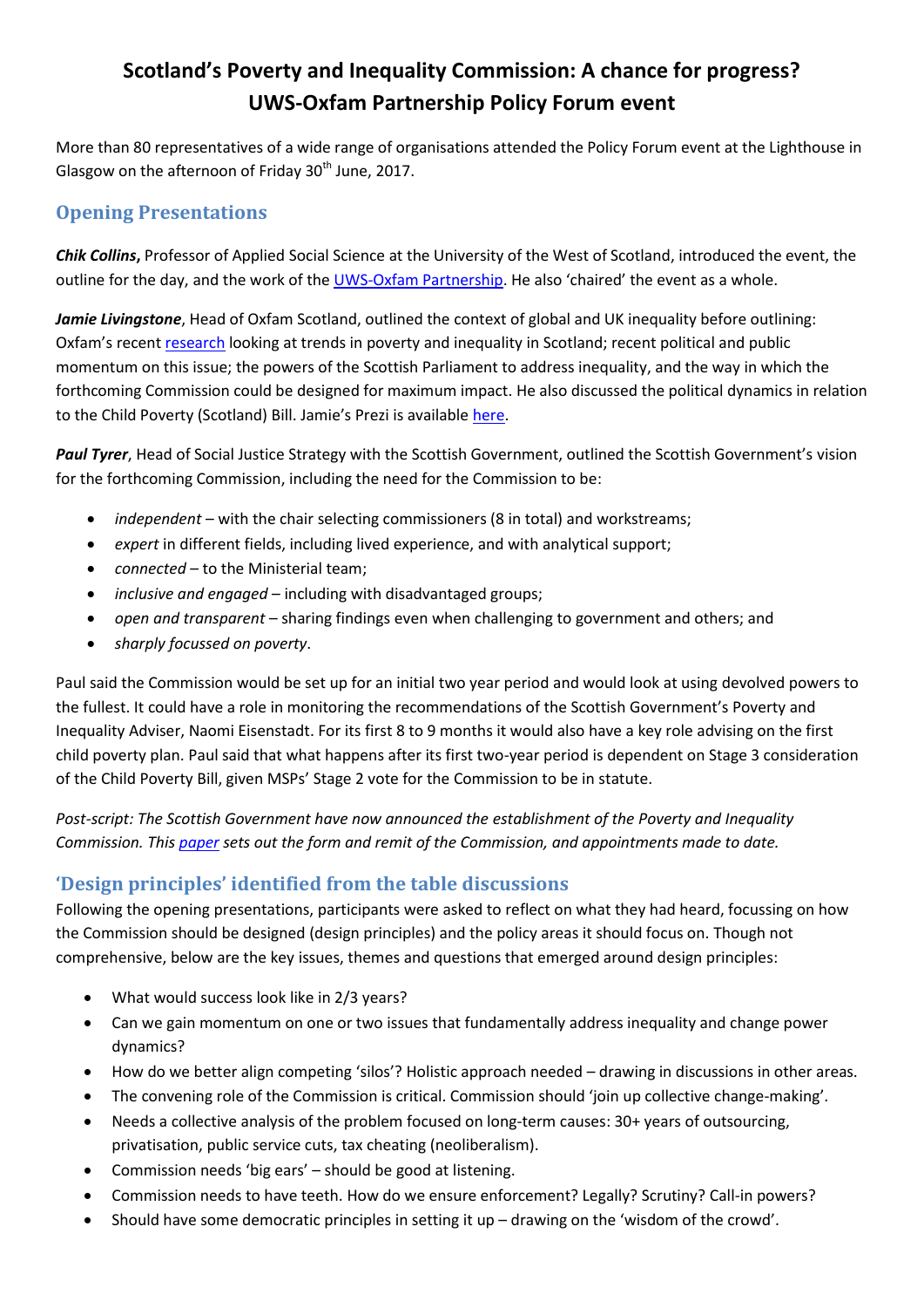# Scotland's Poverty and Inequality Commission: A chance for progress?
# UWS-Oxfam Partnership Policy Forum event

More than 80 representatives of a wide range of organisations attended the Policy Forum event at the Lighthouse in Glasgow on the afternoon of Friday 30th June, 2017.

## Opening Presentations

***Chik Collins***, Professor of Applied Social Science at the University of the West of Scotland, introduced the event, the outline for the day, and the work of the [UWS-Oxfam Partnership](). He also 'chaired' the event as a whole.

***Jamie Livingstone***, Head of Oxfam Scotland, outlined the context of global and UK inequality before outlining: Oxfam's recent [research]() looking at trends in poverty and inequality in Scotland; recent political and public momentum on this issue; the powers of the Scottish Parliament to address inequality, and the way in which the forthcoming Commission could be designed for maximum impact. He also discussed the political dynamics in relation to the Child Poverty (Scotland) Bill. Jamie's Prezi is available [here]().

***Paul Tyrer***, Head of Social Justice Strategy with the Scottish Government, outlined the Scottish Government's vision for the forthcoming Commission, including the need for the Commission to be:

- *independent* – with the chair selecting commissioners (8 in total) and workstreams;
- *expert* in different fields, including lived experience, and with analytical support;
- *connected* – to the Ministerial team;
- *inclusive and engaged* – including with disadvantaged groups;
- *open and transparent* – sharing findings even when challenging to government and others; and
- *sharply focussed on poverty*.

Paul said the Commission would be set up for an initial two year period and would look at using devolved powers to the fullest. It could have a role in monitoring the recommendations of the Scottish Government's Poverty and Inequality Adviser, Naomi Eisenstadt. For its first 8 to 9 months it would also have a key role advising on the first child poverty plan. Paul said that what happens after its first two-year period is dependent on Stage 3 consideration of the Child Poverty Bill, given MSPs' Stage 2 vote for the Commission to be in statute.

*Post-script: The Scottish Government have now announced the establishment of the Poverty and Inequality Commission. This [paper]() sets out the form and remit of the Commission, and appointments made to date.*

## 'Design principles' identified from the table discussions

Following the opening presentations, participants were asked to reflect on what they had heard, focussing on how the Commission should be designed (design principles) and the policy areas it should focus on. Though not comprehensive, below are the key issues, themes and questions that emerged around design principles:

- What would success look like in 2/3 years?
- Can we gain momentum on one or two issues that fundamentally address inequality and change power dynamics?
- How do we better align competing 'silos'? Holistic approach needed – drawing in discussions in other areas.
- The convening role of the Commission is critical. Commission should 'join up collective change-making'.
- Needs a collective analysis of the problem focused on long-term causes: 30+ years of outsourcing, privatisation, public service cuts, tax cheating (neoliberalism).
- Commission needs 'big ears' – should be good at listening.
- Commission needs to have teeth. How do we ensure enforcement? Legally? Scrutiny? Call-in powers?
- Should have some democratic principles in setting it up – drawing on the 'wisdom of the crowd'.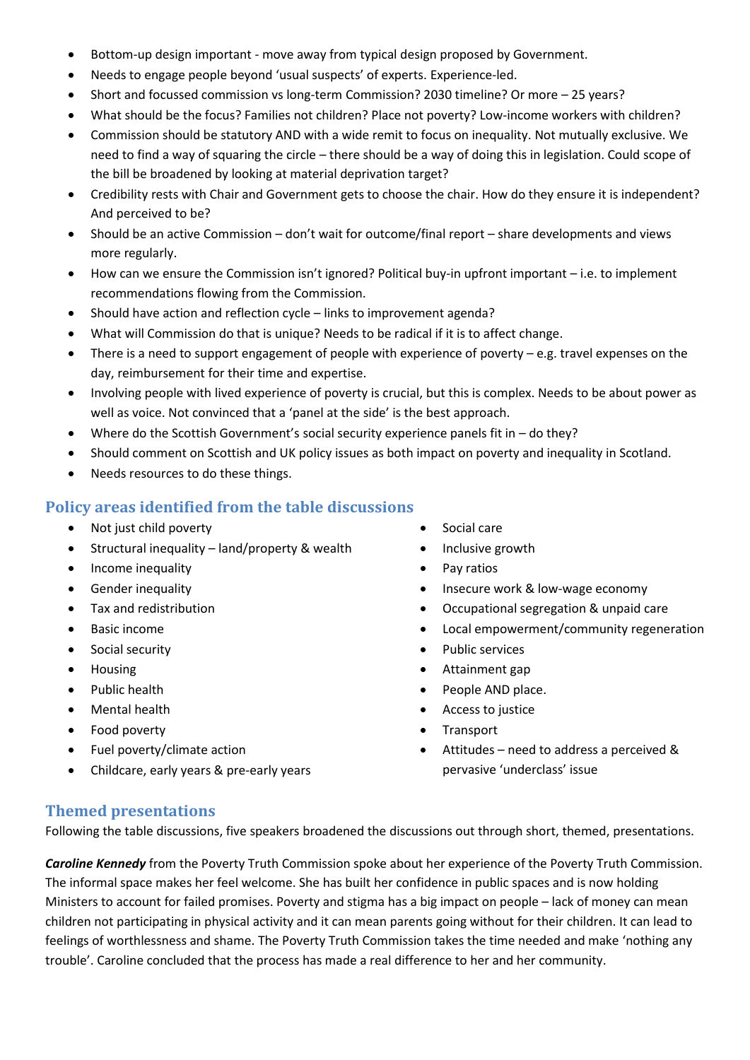- Bottom-up design important - move away from typical design proposed by Government.
- Needs to engage people beyond 'usual suspects' of experts. Experience-led.
- Short and focussed commission vs long-term Commission? 2030 timeline? Or more – 25 years?
- What should be the focus? Families not children? Place not poverty? Low-income workers with children?
- Commission should be statutory AND with a wide remit to focus on inequality. Not mutually exclusive. We need to find a way of squaring the circle – there should be a way of doing this in legislation. Could scope of the bill be broadened by looking at material deprivation target?
- Credibility rests with Chair and Government gets to choose the chair. How do they ensure it is independent? And perceived to be?
- Should be an active Commission – don't wait for outcome/final report – share developments and views more regularly.
- How can we ensure the Commission isn't ignored? Political buy-in upfront important – i.e. to implement recommendations flowing from the Commission.
- Should have action and reflection cycle – links to improvement agenda?
- What will Commission do that is unique? Needs to be radical if it is to affect change.
- There is a need to support engagement of people with experience of poverty – e.g. travel expenses on the day, reimbursement for their time and expertise.
- Involving people with lived experience of poverty is crucial, but this is complex. Needs to be about power as well as voice. Not convinced that a 'panel at the side' is the best approach.
- Where do the Scottish Government's social security experience panels fit in – do they?
- Should comment on Scottish and UK policy issues as both impact on poverty and inequality in Scotland.
- Needs resources to do these things.

## Policy areas identified from the table discussions

- Not just child poverty
- Structural inequality – land/property & wealth
- Income inequality
- Gender inequality
- Tax and redistribution
- Basic income
- Social security
- Housing
- Public health
- Mental health
- Food poverty
- Fuel poverty/climate action
- Childcare, early years & pre-early years
- Social care
- Inclusive growth
- Pay ratios
- Insecure work & low-wage economy
- Occupational segregation & unpaid care
- Local empowerment/community regeneration
- Public services
- Attainment gap
- People AND place.
- Access to justice
- Transport
- Attitudes – need to address a perceived & pervasive 'underclass' issue

## Themed presentations

Following the table discussions, five speakers broadened the discussions out through short, themed, presentations.

***Caroline Kennedy*** from the Poverty Truth Commission spoke about her experience of the Poverty Truth Commission. The informal space makes her feel welcome. She has built her confidence in public spaces and is now holding Ministers to account for failed promises. Poverty and stigma has a big impact on people – lack of money can mean children not participating in physical activity and it can mean parents going without for their children. It can lead to feelings of worthlessness and shame. The Poverty Truth Commission takes the time needed and make 'nothing any trouble'. Caroline concluded that the process has made a real difference to her and her community.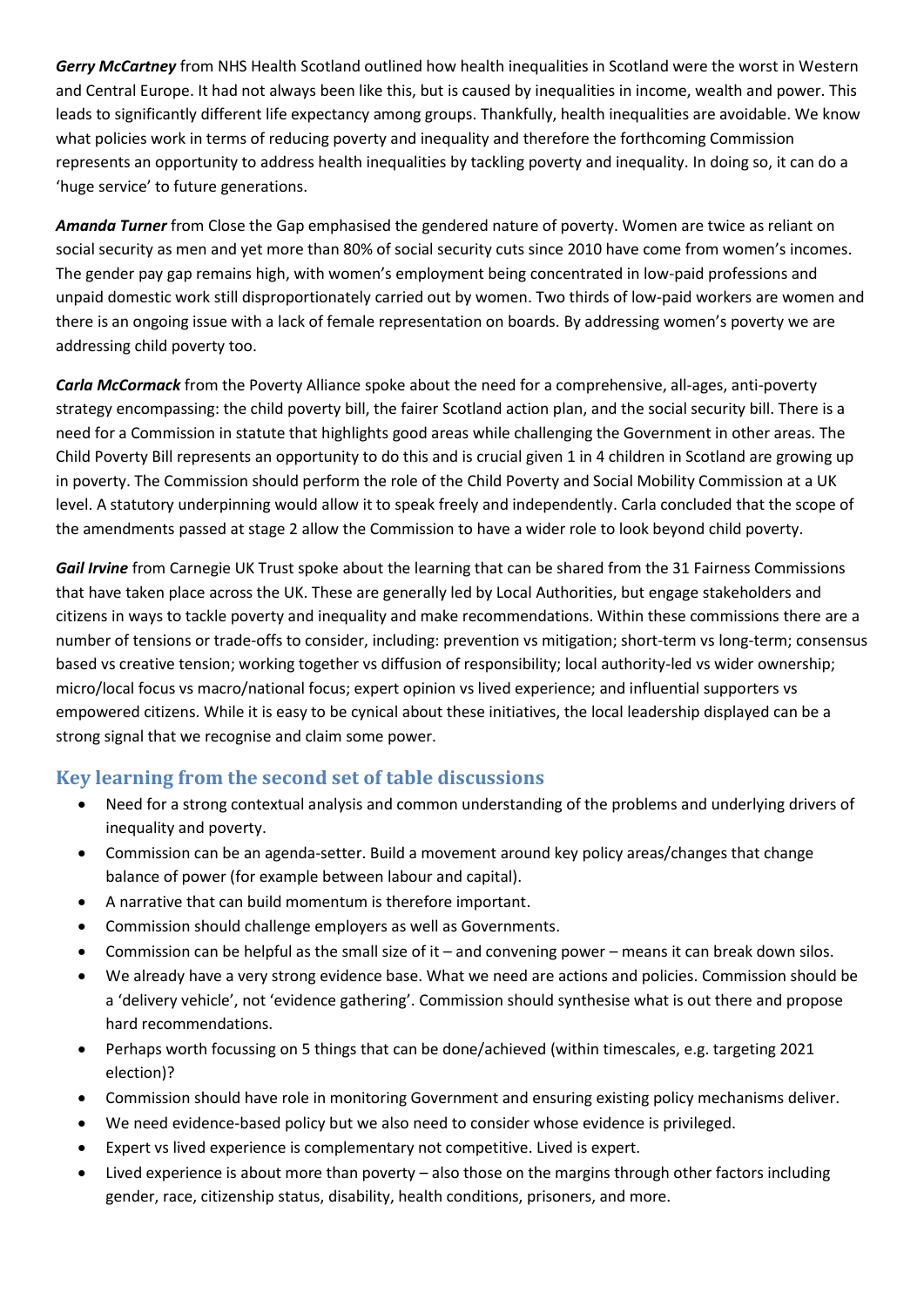***Gerry McCartney*** from NHS Health Scotland outlined how health inequalities in Scotland were the worst in Western and Central Europe. It had not always been like this, but is caused by inequalities in income, wealth and power. This leads to significantly different life expectancy among groups. Thankfully, health inequalities are avoidable. We know what policies work in terms of reducing poverty and inequality and therefore the forthcoming Commission represents an opportunity to address health inequalities by tackling poverty and inequality. In doing so, it can do a 'huge service' to future generations.

***Amanda Turner*** from Close the Gap emphasised the gendered nature of poverty. Women are twice as reliant on social security as men and yet more than 80% of social security cuts since 2010 have come from women's incomes. The gender pay gap remains high, with women's employment being concentrated in low-paid professions and unpaid domestic work still disproportionately carried out by women. Two thirds of low-paid workers are women and there is an ongoing issue with a lack of female representation on boards. By addressing women's poverty we are addressing child poverty too.

***Carla McCormack*** from the Poverty Alliance spoke about the need for a comprehensive, all-ages, anti-poverty strategy encompassing: the child poverty bill, the fairer Scotland action plan, and the social security bill. There is a need for a Commission in statute that highlights good areas while challenging the Government in other areas. The Child Poverty Bill represents an opportunity to do this and is crucial given 1 in 4 children in Scotland are growing up in poverty. The Commission should perform the role of the Child Poverty and Social Mobility Commission at a UK level. A statutory underpinning would allow it to speak freely and independently. Carla concluded that the scope of the amendments passed at stage 2 allow the Commission to have a wider role to look beyond child poverty.

***Gail Irvine*** from Carnegie UK Trust spoke about the learning that can be shared from the 31 Fairness Commissions that have taken place across the UK. These are generally led by Local Authorities, but engage stakeholders and citizens in ways to tackle poverty and inequality and make recommendations. Within these commissions there are a number of tensions or trade-offs to consider, including: prevention vs mitigation; short-term vs long-term; consensus based vs creative tension; working together vs diffusion of responsibility; local authority-led vs wider ownership; micro/local focus vs macro/national focus; expert opinion vs lived experience; and influential supporters vs empowered citizens. While it is easy to be cynical about these initiatives, the local leadership displayed can be a strong signal that we recognise and claim some power.

## Key learning from the second set of table discussions

- Need for a strong contextual analysis and common understanding of the problems and underlying drivers of inequality and poverty.
- Commission can be an agenda-setter. Build a movement around key policy areas/changes that change balance of power (for example between labour and capital).
- A narrative that can build momentum is therefore important.
- Commission should challenge employers as well as Governments.
- Commission can be helpful as the small size of it – and convening power – means it can break down silos.
- We already have a very strong evidence base. What we need are actions and policies. Commission should be a 'delivery vehicle', not 'evidence gathering'. Commission should synthesise what is out there and propose hard recommendations.
- Perhaps worth focussing on 5 things that can be done/achieved (within timescales, e.g. targeting 2021 election)?
- Commission should have role in monitoring Government and ensuring existing policy mechanisms deliver.
- We need evidence-based policy but we also need to consider whose evidence is privileged.
- Expert vs lived experience is complementary not competitive. Lived is expert.
- Lived experience is about more than poverty – also those on the margins through other factors including gender, race, citizenship status, disability, health conditions, prisoners, and more.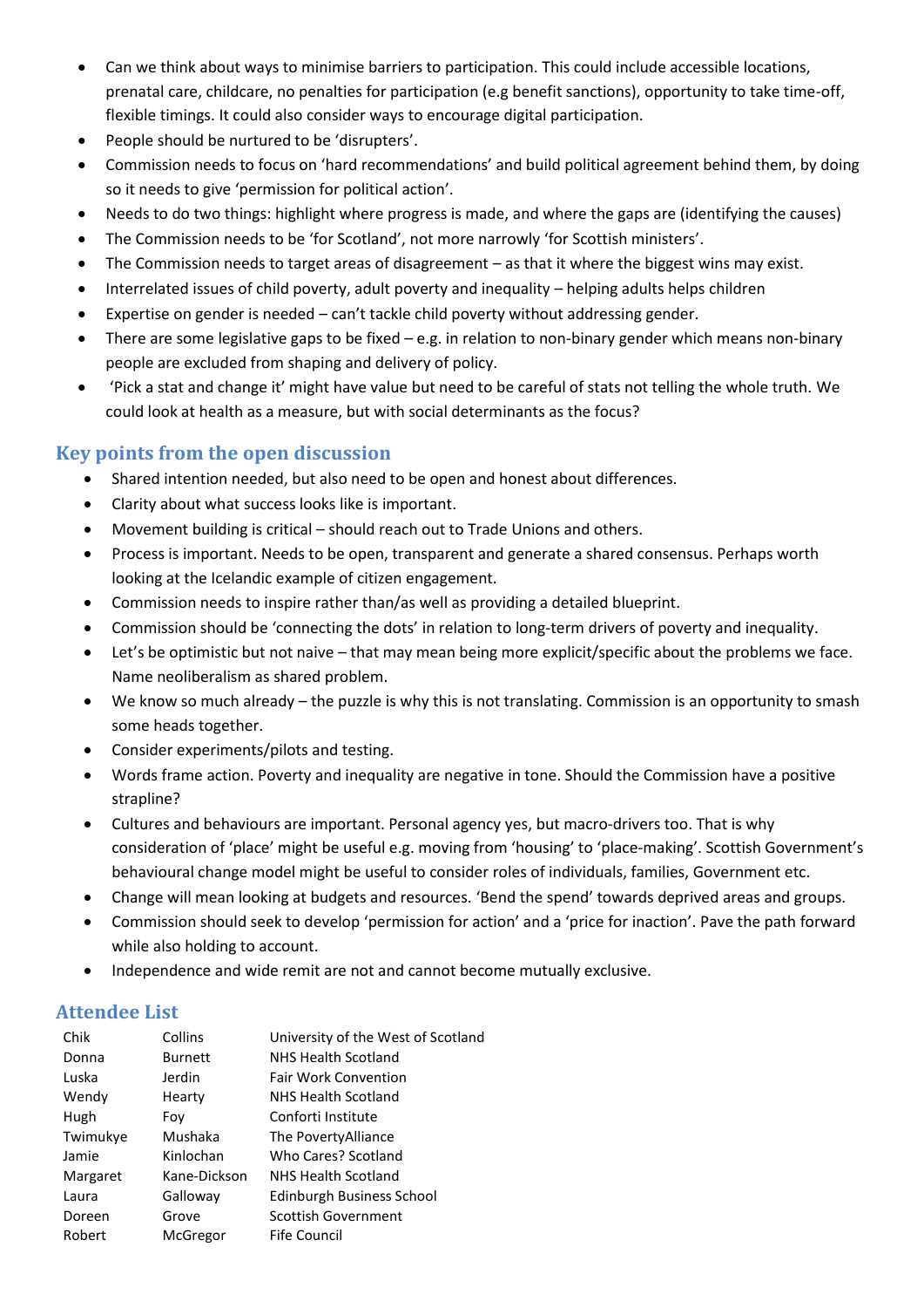- Can we think about ways to minimise barriers to participation. This could include accessible locations, prenatal care, childcare, no penalties for participation (e.g benefit sanctions), opportunity to take time-off, flexible timings. It could also consider ways to encourage digital participation.
- People should be nurtured to be 'disrupters'.
- Commission needs to focus on 'hard recommendations' and build political agreement behind them, by doing so it needs to give 'permission for political action'.
- Needs to do two things: highlight where progress is made, and where the gaps are (identifying the causes)
- The Commission needs to be 'for Scotland', not more narrowly 'for Scottish ministers'.
- The Commission needs to target areas of disagreement – as that it where the biggest wins may exist.
- Interrelated issues of child poverty, adult poverty and inequality – helping adults helps children
- Expertise on gender is needed – can't tackle child poverty without addressing gender.
- There are some legislative gaps to be fixed – e.g. in relation to non-binary gender which means non-binary people are excluded from shaping and delivery of policy.
- 'Pick a stat and change it' might have value but need to be careful of stats not telling the whole truth. We could look at health as a measure, but with social determinants as the focus?

## Key points from the open discussion

- Shared intention needed, but also need to be open and honest about differences.
- Clarity about what success looks like is important.
- Movement building is critical – should reach out to Trade Unions and others.
- Process is important. Needs to be open, transparent and generate a shared consensus. Perhaps worth looking at the Icelandic example of citizen engagement.
- Commission needs to inspire rather than/as well as providing a detailed blueprint.
- Commission should be 'connecting the dots' in relation to long-term drivers of poverty and inequality.
- Let's be optimistic but not naive – that may mean being more explicit/specific about the problems we face. Name neoliberalism as shared problem.
- We know so much already – the puzzle is why this is not translating. Commission is an opportunity to smash some heads together.
- Consider experiments/pilots and testing.
- Words frame action. Poverty and inequality are negative in tone. Should the Commission have a positive strapline?
- Cultures and behaviours are important. Personal agency yes, but macro-drivers too. That is why consideration of 'place' might be useful e.g. moving from 'housing' to 'place-making'. Scottish Government's behavioural change model might be useful to consider roles of individuals, families, Government etc.
- Change will mean looking at budgets and resources. 'Bend the spend' towards deprived areas and groups.
- Commission should seek to develop 'permission for action' and a 'price for inaction'. Pave the path forward while also holding to account.
- Independence and wide remit are not and cannot become mutually exclusive.

## Attendee List

| | | |
|---|---|---|
| Chik | Collins | University of the West of Scotland |
| Donna | Burnett | NHS Health Scotland |
| Luska | Jerdin | Fair Work Convention |
| Wendy | Hearty | NHS Health Scotland |
| Hugh | Foy | Conforti Institute |
| Twimukye | Mushaka | The PovertyAlliance |
| Jamie | Kinlochan | Who Cares? Scotland |
| Margaret | Kane-Dickson | NHS Health Scotland |
| Laura | Galloway | Edinburgh Business School |
| Doreen | Grove | Scottish Government |
| Robert | McGregor | Fife Council |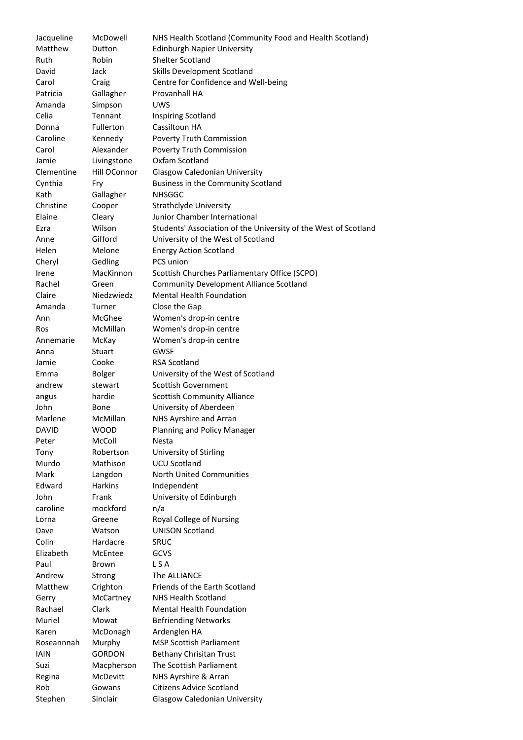| | | |
|---|---|---|
| Jacqueline | McDowell | NHS Health Scotland (Community Food and Health Scotland) |
| Matthew | Dutton | Edinburgh Napier University |
| Ruth | Robin | Shelter Scotland |
| David | Jack | Skills Development Scotland |
| Carol | Craig | Centre for Confidence and Well-being |
| Patricia | Gallagher | Provanhall HA |
| Amanda | Simpson | UWS |
| Celia | Tennant | Inspiring Scotland |
| Donna | Fullerton | Cassiltoun HA |
| Caroline | Kennedy | Poverty Truth Commission |
| Carol | Alexander | Poverty Truth Commission |
| Jamie | Livingstone | Oxfam Scotland |
| Clementine | Hill OConnor | Glasgow Caledonian University |
| Cynthia | Fry | Business in the Community Scotland |
| Kath | Gallagher | NHSGGC |
| Christine | Cooper | Strathclyde University |
| Elaine | Cleary | Junior Chamber International |
| Ezra | Wilson | Students' Association of the University of the West of Scotland |
| Anne | Gifford | University of the West of Scotland |
| Helen | Melone | Energy Action Scotland |
| Cheryl | Gedling | PCS union |
| Irene | MacKinnon | Scottish Churches Parliamentary Office (SCPO) |
| Rachel | Green | Community Development Alliance Scotland |
| Claire | Niedzwiedz | Mental Health Foundation |
| Amanda | Turner | Close the Gap |
| Ann | McGhee | Women's drop-in centre |
| Ros | McMillan | Women's drop-in centre |
| Annemarie | McKay | Women's drop-in centre |
| Anna | Stuart | GWSF |
| Jamie | Cooke | RSA Scotland |
| Emma | Bolger | University of the West of Scotland |
| andrew | stewart | Scottish Government |
| angus | hardie | Scottish Community Alliance |
| John | Bone | University of Aberdeen |
| Marlene | McMillan | NHS Ayrshire and Arran |
| DAVID | WOOD | Planning and Policy Manager |
| Peter | McColl | Nesta |
| Tony | Robertson | University of Stirling |
| Murdo | Mathison | UCU Scotland |
| Mark | Langdon | North United Communities |
| Edward | Harkins | Independent |
| John | Frank | University of Edinburgh |
| caroline | mockford | n/a |
| Lorna | Greene | Royal College of Nursing |
| Dave | Watson | UNISON Scotland |
| Colin | Hardacre | SRUC |
| Elizabeth | McEntee | GCVS |
| Paul | Brown | L S A |
| Andrew | Strong | The ALLIANCE |
| Matthew | Crighton | Friends of the Earth Scotland |
| Gerry | McCartney | NHS Health Scotland |
| Rachael | Clark | Mental Health Foundation |
| Muriel | Mowat | Befriending Networks |
| Karen | McDonagh | Ardenglen HA |
| Roseannnah | Murphy | MSP Scottish Parliament |
| IAIN | GORDON | Bethany Chrisitan Trust |
| Suzi | Macpherson | The Scottish Parliament |
| Regina | McDevitt | NHS Ayrshire & Arran |
| Rob | Gowans | Citizens Advice Scotland |
| Stephen | Sinclair | Glasgow Caledonian University |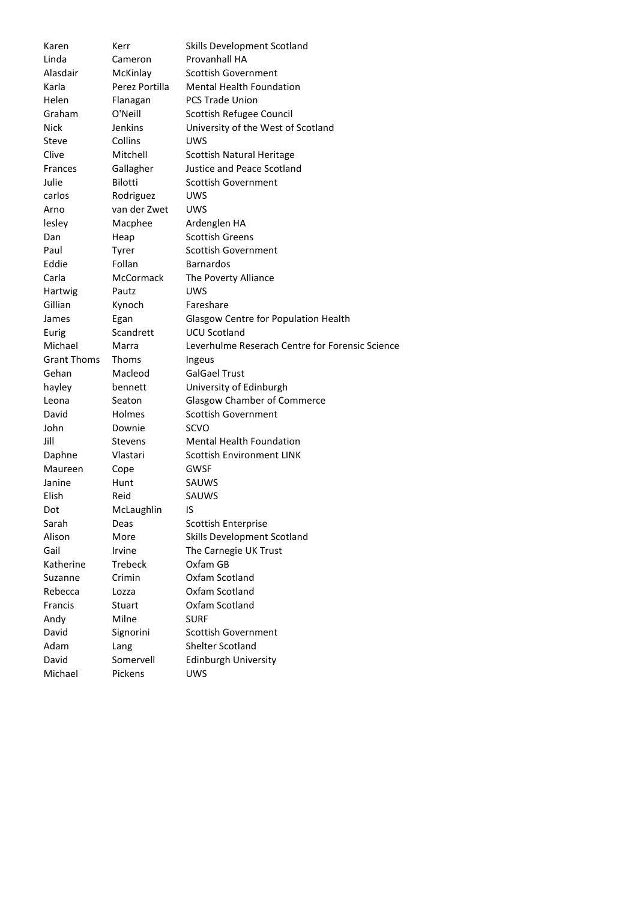| | | |
|---|---|---|
| Karen | Kerr | Skills Development Scotland |
| Linda | Cameron | Provanhall HA |
| Alasdair | McKinlay | Scottish Government |
| Karla | Perez Portilla | Mental Health Foundation |
| Helen | Flanagan | PCS Trade Union |
| Graham | O'Neill | Scottish Refugee Council |
| Nick | Jenkins | University of the West of Scotland |
| Steve | Collins | UWS |
| Clive | Mitchell | Scottish Natural Heritage |
| Frances | Gallagher | Justice and Peace Scotland |
| Julie | Bilotti | Scottish Government |
| carlos | Rodriguez | UWS |
| Arno | van der Zwet | UWS |
| lesley | Macphee | Ardenglen HA |
| Dan | Heap | Scottish Greens |
| Paul | Tyrer | Scottish Government |
| Eddie | Follan | Barnardos |
| Carla | McCormack | The Poverty Alliance |
| Hartwig | Pautz | UWS |
| Gillian | Kynoch | Fareshare |
| James | Egan | Glasgow Centre for Population Health |
| Eurig | Scandrett | UCU Scotland |
| Michael | Marra | Leverhulme Reserach Centre for Forensic Science |
| Grant Thoms | Thoms | Ingeus |
| Gehan | Macleod | GalGael Trust |
| hayley | bennett | University of Edinburgh |
| Leona | Seaton | Glasgow Chamber of Commerce |
| David | Holmes | Scottish Government |
| John | Downie | SCVO |
| Jill | Stevens | Mental Health Foundation |
| Daphne | Vlastari | Scottish Environment LINK |
| Maureen | Cope | GWSF |
| Janine | Hunt | SAUWS |
| Elish | Reid | SAUWS |
| Dot | McLaughlin | IS |
| Sarah | Deas | Scottish Enterprise |
| Alison | More | Skills Development Scotland |
| Gail | Irvine | The Carnegie UK Trust |
| Katherine | Trebeck | Oxfam GB |
| Suzanne | Crimin | Oxfam Scotland |
| Rebecca | Lozza | Oxfam Scotland |
| Francis | Stuart | Oxfam Scotland |
| Andy | Milne | SURF |
| David | Signorini | Scottish Government |
| Adam | Lang | Shelter Scotland |
| David | Somervell | Edinburgh University |
| Michael | Pickens | UWS |